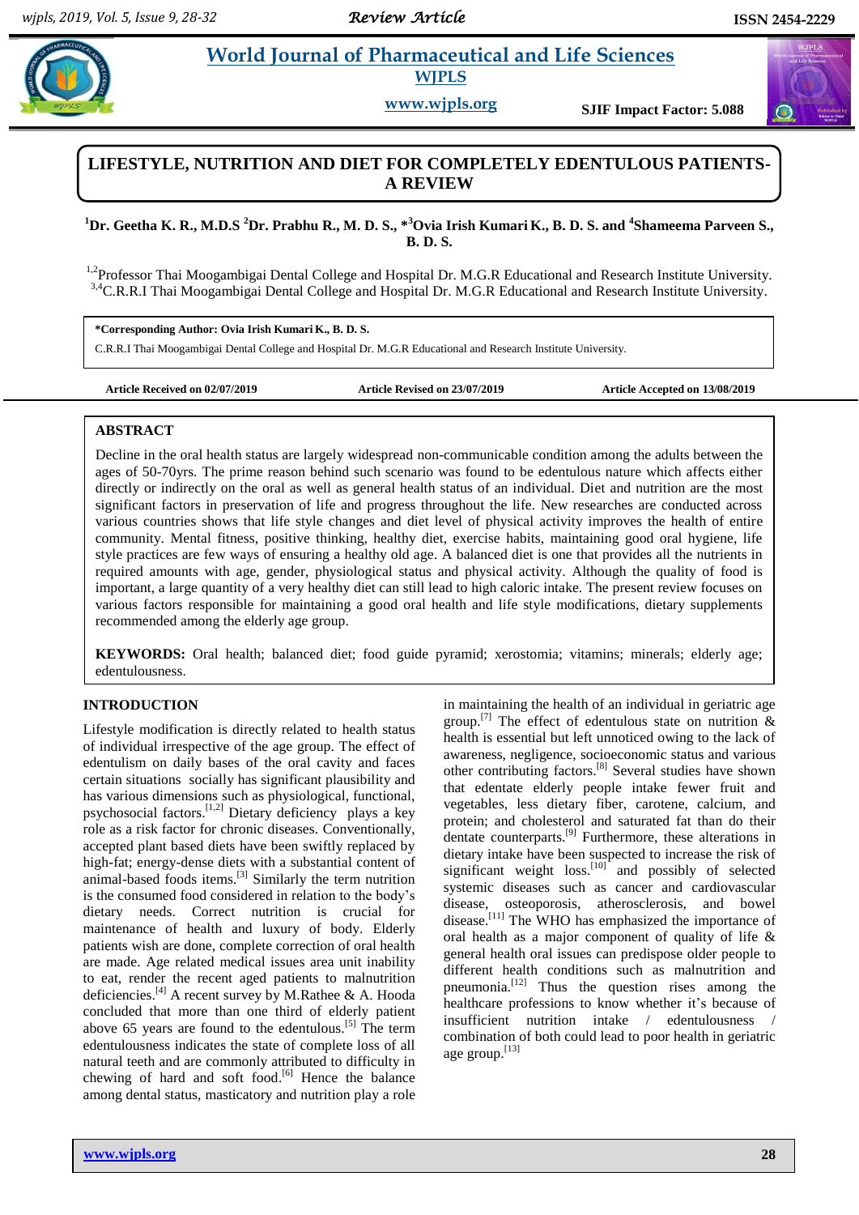# LIFESTYLE, NUTRITION AND DIET FOR COMPLETELY EDENTULOUS PATIENTS- A REVIEW

[1]Dr. Geetha K. R., M.D.S [2]Dr. Prabhu R., M. D. S., *[3]Ovia Irish Kumari K., B. D. S. and [4]Shameema Parveen S., B. D. S.

[1,2]Professor Thai Moogambigai Dental College and Hospital Dr. M.G.R Educational and Research Institute University.
[3,4]C.R.R.I Thai Moogambigai Dental College and Hospital Dr. M.G.R Educational and Research Institute University.

**\*Corresponding Author: Ovia Irish Kumari K., B. D. S.**
C.R.R.I Thai Moogambigai Dental College and Hospital Dr. M.G.R Educational and Research Institute University.

**Article Received on 02/07/2019** **Article Revised on 23/07/2019** **Article Accepted on 13/08/2019**

## ABSTRACT

Decline in the oral health status are largely widespread non-communicable condition among the adults between the ages of 50-70yrs. The prime reason behind such scenario was found to be edentulous nature which affects either directly or indirectly on the oral as well as general health status of an individual. Diet and nutrition are the most significant factors in preservation of life and progress throughout the life. New researches are conducted across various countries shows that life style changes and diet level of physical activity improves the health of entire community. Mental fitness, positive thinking, healthy diet, exercise habits, maintaining good oral hygiene, life style practices are few ways of ensuring a healthy old age. A balanced diet is one that provides all the nutrients in required amounts with age, gender, physiological status and physical activity. Although the quality of food is important, a large quantity of a very healthy diet can still lead to high caloric intake. The present review focuses on various factors responsible for maintaining a good oral health and life style modifications, dietary supplements recommended among the elderly age group.

**KEYWORDS:** Oral health; balanced diet; food guide pyramid; xerostomia; vitamins; minerals; elderly age; edentulousness.

## INTRODUCTION

Lifestyle modification is directly related to health status of individual irrespective of the age group. The effect of edentulism on daily bases of the oral cavity and faces certain situations socially has significant plausibility and has various dimensions such as physiological, functional, psychosocial factors.[1,2] Dietary deficiency plays a key role as a risk factor for chronic diseases. Conventionally, accepted plant based diets have been swiftly replaced by high-fat; energy-dense diets with a substantial content of animal-based foods items.[3] Similarly the term nutrition is the consumed food considered in relation to the body's dietary needs. Correct nutrition is crucial for maintenance of health and luxury of body. Elderly patients wish are done, complete correction of oral health are made. Age related medical issues area unit inability to eat, render the recent aged patients to malnutrition deficiencies.[4] A recent survey by M.Rathee & A. Hooda concluded that more than one third of elderly patient above 65 years are found to the edentulous.[5] The term edentulousness indicates the state of complete loss of all natural teeth and are commonly attributed to difficulty in chewing of hard and soft food.[6] Hence the balance among dental status, masticatory and nutrition play a role in maintaining the health of an individual in geriatric age group.[7] The effect of edentulous state on nutrition & health is essential but left unnoticed owing to the lack of awareness, negligence, socioeconomic status and various other contributing factors.[8] Several studies have shown that edentate elderly people intake fewer fruit and vegetables, less dietary fiber, carotene, calcium, and protein; and cholesterol and saturated fat than do their dentate counterparts.[9] Furthermore, these alterations in dietary intake have been suspected to increase the risk of significant weight loss.[10] and possibly of selected systemic diseases such as cancer and cardiovascular disease, osteoporosis, atherosclerosis, and bowel disease.[11] The WHO has emphasized the importance of oral health as a major component of quality of life & general health oral issues can predispose older people to different health conditions such as malnutrition and pneumonia.[12] Thus the question rises among the healthcare professions to know whether it's because of insufficient nutrition intake / edentulousness / combination of both could lead to poor health in geriatric age group.[13]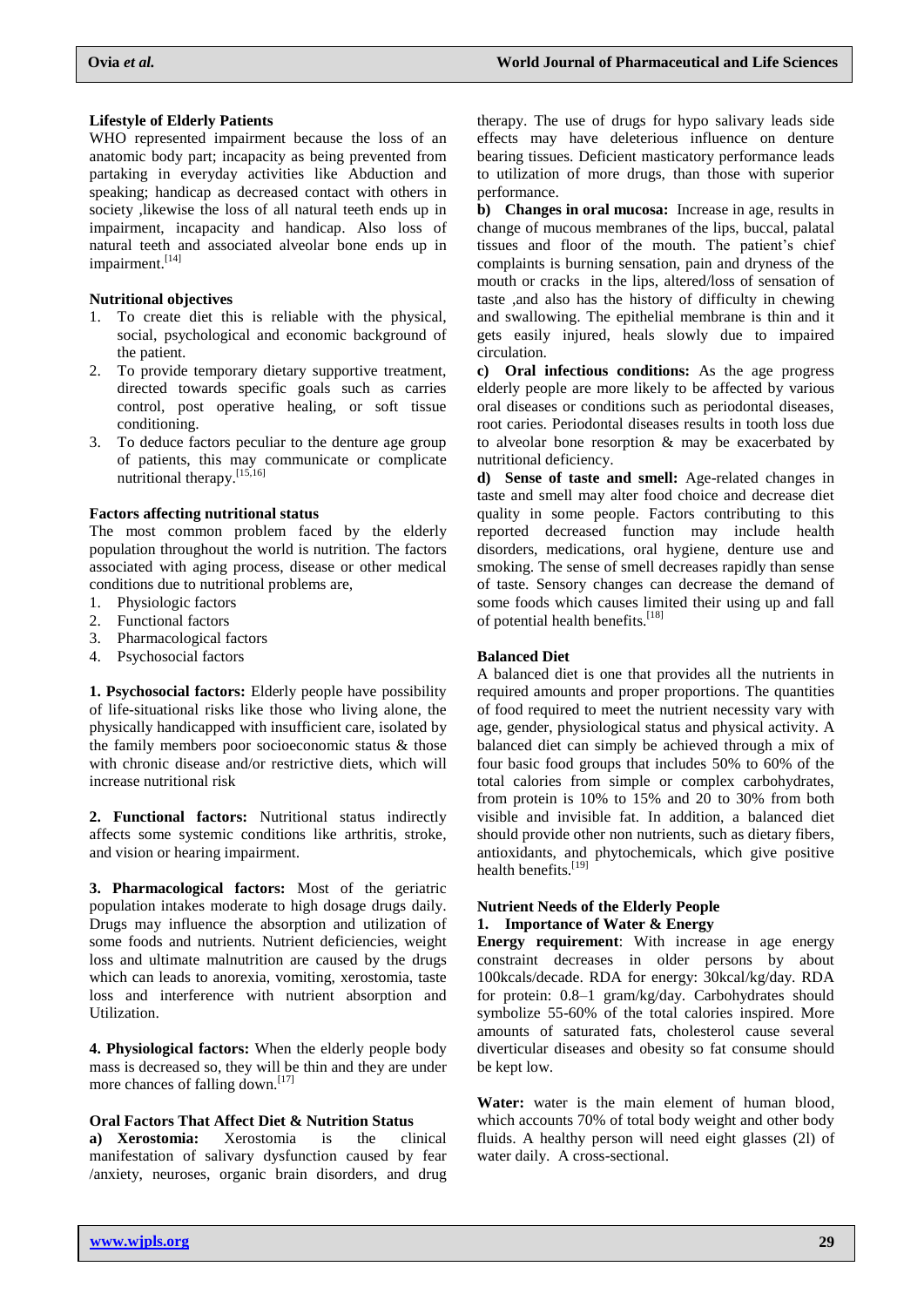**Lifestyle of Elderly Patients**

WHO represented impairment because the loss of an anatomic body part; incapacity as being prevented from partaking in everyday activities like Abduction and speaking; handicap as decreased contact with others in society ,likewise the loss of all natural teeth ends up in impairment, incapacity and handicap. Also loss of natural teeth and associated alveolar bone ends up in impairment.[14]

**Nutritional objectives**

1. To create diet this is reliable with the physical, social, psychological and economic background of the patient.
2. To provide temporary dietary supportive treatment, directed towards specific goals such as carries control, post operative healing, or soft tissue conditioning.
3. To deduce factors peculiar to the denture age group of patients, this may communicate or complicate nutritional therapy.[15,16]

**Factors affecting nutritional status**

The most common problem faced by the elderly population throughout the world is nutrition. The factors associated with aging process, disease or other medical conditions due to nutritional problems are,

1. Physiologic factors
2. Functional factors
3. Pharmacological factors
4. Psychosocial factors

**1. Psychosocial factors:** Elderly people have possibility of life-situational risks like those who living alone, the physically handicapped with insufficient care, isolated by the family members poor socioeconomic status & those with chronic disease and/or restrictive diets, which will increase nutritional risk

**2. Functional factors:** Nutritional status indirectly affects some systemic conditions like arthritis, stroke, and vision or hearing impairment.

**3. Pharmacological factors:** Most of the geriatric population intakes moderate to high dosage drugs daily. Drugs may influence the absorption and utilization of some foods and nutrients. Nutrient deficiencies, weight loss and ultimate malnutrition are caused by the drugs which can leads to anorexia, vomiting, xerostomia, taste loss and interference with nutrient absorption and Utilization.

**4. Physiological factors:** When the elderly people body mass is decreased so, they will be thin and they are under more chances of falling down.[17]

**Oral Factors That Affect Diet & Nutrition Status**

**a) Xerostomia:** Xerostomia is the clinical manifestation of salivary dysfunction caused by fear /anxiety, neuroses, organic brain disorders, and drug therapy. The use of drugs for hypo salivary leads side effects may have deleterious influence on denture bearing tissues. Deficient masticatory performance leads to utilization of more drugs, than those with superior performance.

**b) Changes in oral mucosa:** Increase in age, results in change of mucous membranes of the lips, buccal, palatal tissues and floor of the mouth. The patient's chief complaints is burning sensation, pain and dryness of the mouth or cracks in the lips, altered/loss of sensation of taste ,and also has the history of difficulty in chewing and swallowing. The epithelial membrane is thin and it gets easily injured, heals slowly due to impaired circulation.

**c) Oral infectious conditions:** As the age progress elderly people are more likely to be affected by various oral diseases or conditions such as periodontal diseases, root caries. Periodontal diseases results in tooth loss due to alveolar bone resorption & may be exacerbated by nutritional deficiency.

**d) Sense of taste and smell:** Age-related changes in taste and smell may alter food choice and decrease diet quality in some people. Factors contributing to this reported decreased function may include health disorders, medications, oral hygiene, denture use and smoking. The sense of smell decreases rapidly than sense of taste. Sensory changes can decrease the demand of some foods which causes limited their using up and fall of potential health benefits.[18]

**Balanced Diet**

A balanced diet is one that provides all the nutrients in required amounts and proper proportions. The quantities of food required to meet the nutrient necessity vary with age, gender, physiological status and physical activity. A balanced diet can simply be achieved through a mix of four basic food groups that includes 50% to 60% of the total calories from simple or complex carbohydrates, from protein is 10% to 15% and 20 to 30% from both visible and invisible fat. In addition, a balanced diet should provide other non nutrients, such as dietary fibers, antioxidants, and phytochemicals, which give positive health benefits.[19]

**Nutrient Needs of the Elderly People**

**1. Importance of Water & Energy**

**Energy requirement**: With increase in age energy constraint decreases in older persons by about 100kcals/decade. RDA for energy: 30kcal/kg/day. RDA for protein: 0.8–1 gram/kg/day. Carbohydrates should symbolize 55-60% of the total calories inspired. More amounts of saturated fats, cholesterol cause several diverticular diseases and obesity so fat consume should be kept low.

**Water:** water is the main element of human blood, which accounts 70% of total body weight and other body fluids. A healthy person will need eight glasses (2l) of water daily. A cross-sectional.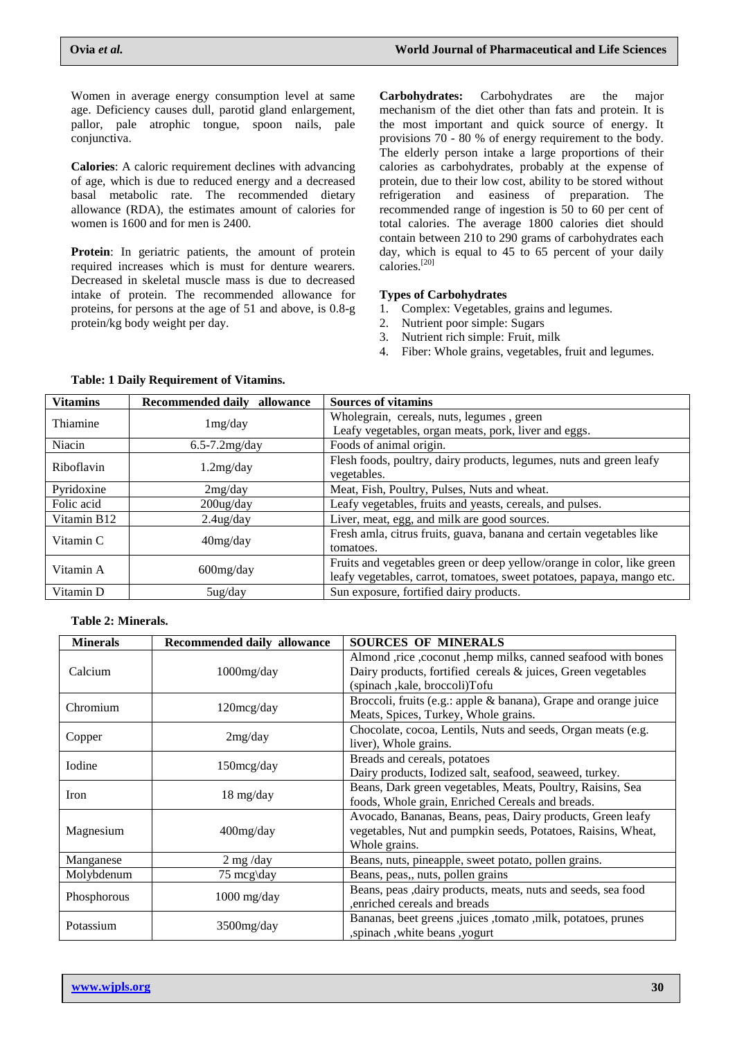Women in average energy consumption level at same age. Deficiency causes dull, parotid gland enlargement, pallor, pale atrophic tongue, spoon nails, pale conjunctiva.

**Calories**: A caloric requirement declines with advancing of age, which is due to reduced energy and a decreased basal metabolic rate. The recommended dietary allowance (RDA), the estimates amount of calories for women is 1600 and for men is 2400.

**Protein**: In geriatric patients, the amount of protein required increases which is must for denture wearers. Decreased in skeletal muscle mass is due to decreased intake of protein. The recommended allowance for proteins, for persons at the age of 51 and above, is 0.8-g protein/kg body weight per day.

**Carbohydrates:** Carbohydrates are the major mechanism of the diet other than fats and protein. It is the most important and quick source of energy. It provisions 70 - 80 % of energy requirement to the body. The elderly person intake a large proportions of their calories as carbohydrates, probably at the expense of protein, due to their low cost, ability to be stored without refrigeration and easiness of preparation. The recommended range of ingestion is 50 to 60 per cent of total calories. The average 1800 calories diet should contain between 210 to 290 grams of carbohydrates each day, which is equal to 45 to 65 percent of your daily calories.[20]

**Types of Carbohydrates**

1. Complex: Vegetables, grains and legumes.
2. Nutrient poor simple: Sugars
3. Nutrient rich simple: Fruit, milk
4. Fiber: Whole grains, vegetables, fruit and legumes.

**Table: 1 Daily Requirement of Vitamins.**

| Vitamins | Recommended daily allowance | Sources of vitamins |
|---|---|---|
| Thiamine | 1mg/day | Wholegrain, cereals, nuts, legumes , green Leafy vegetables, organ meats, pork, liver and eggs. |
| Niacin | 6.5-7.2mg/day | Foods of animal origin. |
| Riboflavin | 1.2mg/day | Flesh foods, poultry, dairy products, legumes, nuts and green leafy vegetables. |
| Pyridoxine | 2mg/day | Meat, Fish, Poultry, Pulses, Nuts and wheat. |
| Folic acid | 200ug/day | Leafy vegetables, fruits and yeasts, cereals, and pulses. |
| Vitamin B12 | 2.4ug/day | Liver, meat, egg, and milk are good sources. |
| Vitamin C | 40mg/day | Fresh amla, citrus fruits, guava, banana and certain vegetables like tomatoes. |
| Vitamin A | 600mg/day | Fruits and vegetables green or deep yellow/orange in color, like green leafy vegetables, carrot, tomatoes, sweet potatoes, papaya, mango etc. |
| Vitamin D | 5ug/day | Sun exposure, fortified dairy products. |

**Table 2: Minerals.**

| Minerals | Recommended daily allowance | SOURCES OF MINERALS |
|---|---|---|
| Calcium | 1000mg/day | Almond ,rice ,coconut ,hemp milks, canned seafood with bones Dairy products, fortified cereals & juices, Green vegetables (spinach ,kale, broccoli)Tofu |
| Chromium | 120mcg/day | Broccoli, fruits (e.g.: apple & banana), Grape and orange juice Meats, Spices, Turkey, Whole grains. |
| Copper | 2mg/day | Chocolate, cocoa, Lentils, Nuts and seeds, Organ meats (e.g. liver), Whole grains. |
| Iodine | 150mcg/day | Breads and cereals, potatoes Dairy products, Iodized salt, seafood, seaweed, turkey. |
| Iron | 18 mg/day | Beans, Dark green vegetables, Meats, Poultry, Raisins, Sea foods, Whole grain, Enriched Cereals and breads. |
| Magnesium | 400mg/day | Avocado, Bananas, Beans, peas, Dairy products, Green leafy vegetables, Nut and pumpkin seeds, Potatoes, Raisins, Wheat, Whole grains. |
| Manganese | 2 mg /day | Beans, nuts, pineapple, sweet potato, pollen grains. |
| Molybdenum | 75 mcg\day | Beans, peas,, nuts, pollen grains |
| Phosphorous | 1000 mg/day | Beans, peas ,dairy products, meats, nuts and seeds, sea food ,enriched cereals and breads |
| Potassium | 3500mg/day | Bananas, beet greens ,juices ,tomato ,milk, potatoes, prunes ,spinach ,white beans ,yogurt |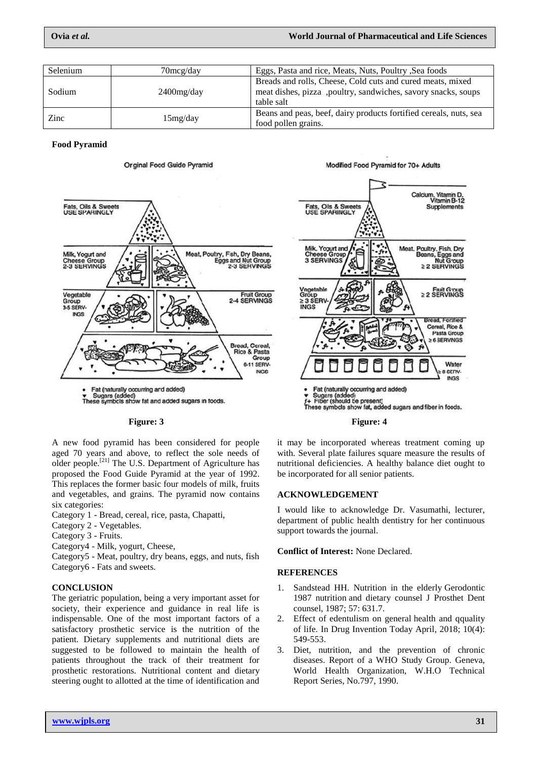| Selenium | 70mcg/day | Eggs, Pasta and rice, Meats, Nuts, Poultry ,Sea foods |
|---|---|---|
| Sodium | 2400mg/day | Breads and rolls, Cheese, Cold cuts and cured meats, mixed meat dishes, pizza ,poultry, sandwiches, savory snacks, soups table salt |
| Zinc | 15mg/day | Beans and peas, beef, dairy products fortified cereals, nuts, sea food pollen grains. |

**Food Pyramid**

Orginal Food Guide Pyramid

Fats, Oils & Sweets USE SPARINGLY

Milk, Yogurt and Cheese Group 2-3 SERVINGS

Meat, Poultry, Fish, Dry Beans, Eggs and Nut Group 2-3 SERVINGS

Vegetable Group 3-5 SERVINGS

Fruit Group 2-4 SERVINGS

Bread, Cereal, Rice & Pasta Group 6-11 SERVINGS

• Fat (naturally occurring and added)
▾ Sugars (added)
These symbols show fat and added sugars in foods.

**Figure: 3**

Modified Food Pyramid for 70+ Adults

Calcium, Vitamin D, Vitamin B-12 Supplements

Fats, Oils & Sweets USE SPARINGLY

Milk, Yogurt and Cheese Group 3 SERVINGS

Meat, Poultry, Fish, Dry Beans, Eggs and Nut Group ≥ 2 SERVINGS

Vegetable Group ≥ 3 SERVINGS

Fruit Group ≥ 2 SERVINGS

Bread, Fortified Cereal, Rice & Pasta Group ≥ 6 SERVINGS

Water ≥ 8 SERVINGS

• Fat (naturally occurring and added)
▾ Sugars (added)
f+ Fiber (should be present)
These symbols show fat, added sugars and fiber in foods.

**Figure: 4**

A new food pyramid has been considered for people aged 70 years and above, to reflect the sole needs of older people.[21] The U.S. Department of Agriculture has proposed the Food Guide Pyramid at the year of 1992. This replaces the former basic four models of milk, fruits and vegetables, and grains. The pyramid now contains six categories:

Category 1 - Bread, cereal, rice, pasta, Chapatti,
Category 2 - Vegetables.
Category 3 - Fruits.
Category4 - Milk, yogurt, Cheese,
Category5 - Meat, poultry, dry beans, eggs, and nuts, fish
Category6 - Fats and sweets.

## CONCLUSION

The geriatric population, being a very important asset for society, their experience and guidance in real life is indispensable. One of the most important factors of a satisfactory prosthetic service is the nutrition of the patient. Dietary supplements and nutritional diets are suggested to be followed to maintain the health of patients throughout the track of their treatment for prosthetic restorations. Nutritional content and dietary steering ought to allotted at the time of identification and it may be incorporated whereas treatment coming up with. Several plate failures square measure the results of nutritional deficiencies. A healthy balance diet ought to be incorporated for all senior patients.

## ACKNOWLEDGEMENT

I would like to acknowledge Dr. Vasumathi, lecturer, department of public health dentistry for her continuous support towards the journal.

**Conflict of Interest:** None Declared.

## REFERENCES

1. Sandstead HH. Nutrition in the elderly Gerodontic 1987 nutrition and dietary counsel J Prosthet Dent counsel, 1987; 57: 631.7.
2. Effect of edentulism on general health and qquality of life. In Drug Invention Today April, 2018; 10(4): 549-553.
3. Diet, nutrition, and the prevention of chronic diseases. Report of a WHO Study Group. Geneva, World Health Organization, W.H.O Technical Report Series, No.797, 1990.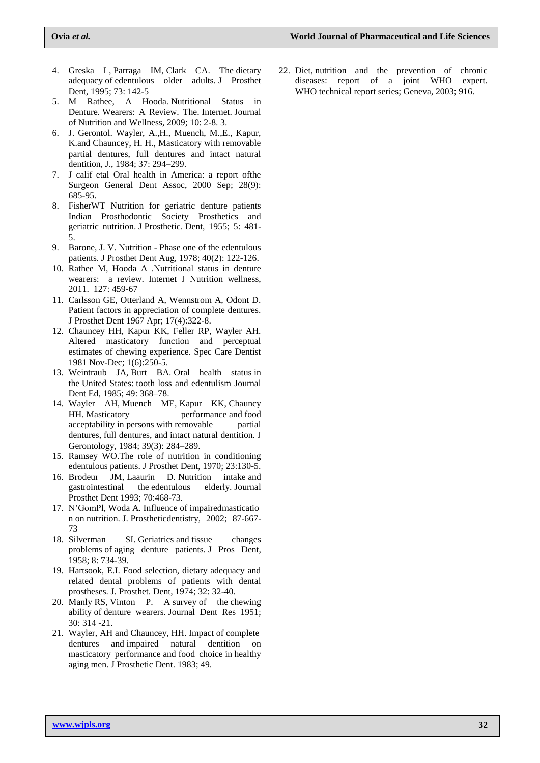4. Greska L, Parraga IM, Clark CA. The dietary adequacy of edentulous older adults. J Prosthet Dent, 1995; 73: 142-5
5. M Rathee, A Hooda. Nutritional Status in Denture. Wearers: A Review. The. Internet. Journal of Nutrition and Wellness, 2009; 10: 2-8. 3.
6. J. Gerontol. Wayler, A.,H., Muench, M.,E., Kapur, K.and Chauncey, H. H., Masticatory with removable partial dentures, full dentures and intact natural dentition, J., 1984; 37: 294–299.
7. J calif etal Oral health in America: a report ofthe Surgeon General Dent Assoc, 2000 Sep; 28(9): 685-95.
8. FisherWT Nutrition for geriatric denture patients Indian Prosthodontic Society Prosthetics and geriatric nutrition. J Prosthetic. Dent, 1955; 5: 481-5.
9. Barone, J. V. Nutrition - Phase one of the edentulous patients. J Prosthet Dent Aug, 1978; 40(2): 122-126.
10. Rathee M, Hooda A .Nutritional status in denture wearers: a review. Internet J Nutrition wellness, 2011. 127: 459-67
11. Carlsson GE, Otterland A, Wennstrom A, Odont D. Patient factors in appreciation of complete dentures. J Prosthet Dent 1967 Apr; 17(4):322-8.
12. Chauncey HH, Kapur KK, Feller RP, Wayler AH. Altered masticatory function and perceptual estimates of chewing experience. Spec Care Dentist 1981 Nov-Dec; 1(6):250-5.
13. Weintraub JA, Burt BA. Oral health status in the United States: tooth loss and edentulism Journal Dent Ed, 1985; 49: 368–78.
14. Wayler AH, Muench ME, Kapur KK, Chauncy HH. Masticatory performance and food acceptability in persons with removable partial dentures, full dentures, and intact natural dentition. J Gerontology, 1984; 39(3): 284–289.
15. Ramsey WO.The role of nutrition in conditioning edentulous patients. J Prosthet Dent, 1970; 23:130-5.
16. Brodeur JM, Laaurin D. Nutrition intake and gastrointestinal the edentulous elderly. Journal Prosthet Dent 1993; 70:468-73.
17. N'GomPl, Woda A. Influence of impairedmasticatio n on nutrition. J. Prostheticdentistry, 2002; 87-667-73
18. Silverman SI. Geriatrics and tissue changes problems of aging denture patients. J Pros Dent, 1958; 8: 734-39.
19. Hartsook, E.I. Food selection, dietary adequacy and related dental problems of patients with dental prostheses. J. Prosthet. Dent, 1974; 32: 32-40.
20. Manly RS, Vinton P. A survey of the chewing ability of denture wearers. Journal Dent Res 1951; 30: 314 -21.
21. Wayler, AH and Chauncey, HH. Impact of complete dentures and impaired natural dentition on masticatory performance and food choice in healthy aging men. J Prosthetic Dent. 1983; 49.
22. Diet, nutrition and the prevention of chronic diseases: report of a joint WHO expert. WHO technical report series; Geneva, 2003; 916.